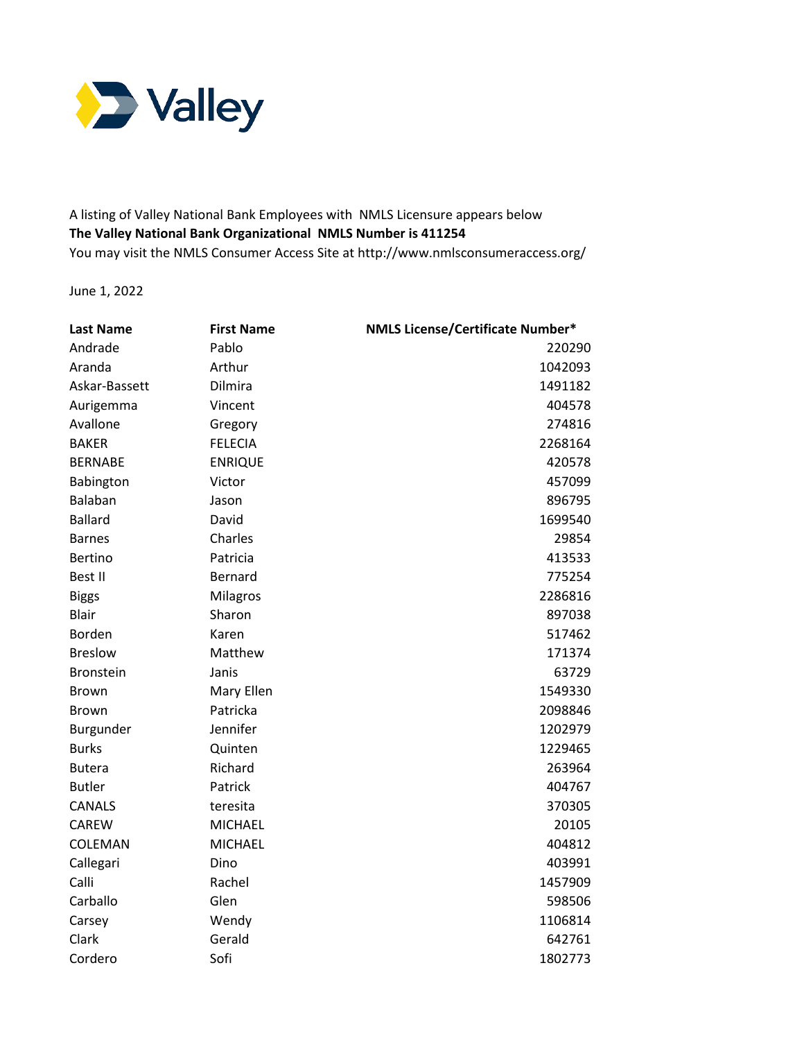Valley

A listing of Valley National Bank Employees with NMLS Licensure appears below
**The Valley National Bank Organizational NMLS Number is 411254**
You may visit the NMLS Consumer Access Site at http://www.nmlsconsumeraccess.org/

June 1, 2022

| Last Name | First Name | NMLS License/Certificate Number* |
|---|---|---|
| Andrade | Pablo | 220290 |
| Aranda | Arthur | 1042093 |
| Askar-Bassett | Dilmira | 1491182 |
| Aurigemma | Vincent | 404578 |
| Avallone | Gregory | 274816 |
| BAKER | FELECIA | 2268164 |
| BERNABE | ENRIQUE | 420578 |
| Babington | Victor | 457099 |
| Balaban | Jason | 896795 |
| Ballard | David | 1699540 |
| Barnes | Charles | 29854 |
| Bertino | Patricia | 413533 |
| Best II | Bernard | 775254 |
| Biggs | Milagros | 2286816 |
| Blair | Sharon | 897038 |
| Borden | Karen | 517462 |
| Breslow | Matthew | 171374 |
| Bronstein | Janis | 63729 |
| Brown | Mary Ellen | 1549330 |
| Brown | Patricka | 2098846 |
| Burgunder | Jennifer | 1202979 |
| Burks | Quinten | 1229465 |
| Butera | Richard | 263964 |
| Butler | Patrick | 404767 |
| CANALS | teresita | 370305 |
| CAREW | MICHAEL | 20105 |
| COLEMAN | MICHAEL | 404812 |
| Callegari | Dino | 403991 |
| Calli | Rachel | 1457909 |
| Carballo | Glen | 598506 |
| Carsey | Wendy | 1106814 |
| Clark | Gerald | 642761 |
| Cordero | Sofi | 1802773 |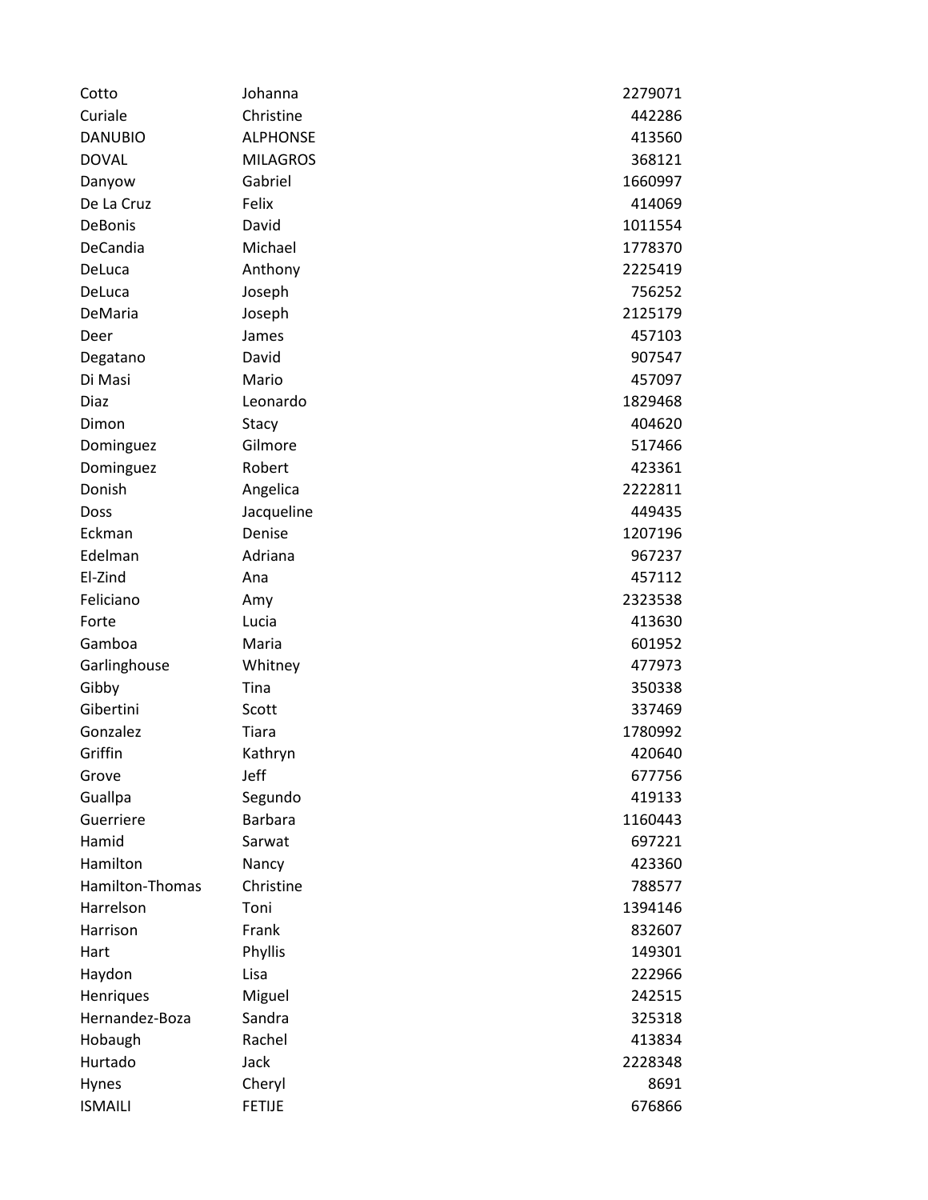| | | |
|---|---|---|
| Cotto | Johanna | 2279071 |
| Curiale | Christine | 442286 |
| DANUBIO | ALPHONSE | 413560 |
| DOVAL | MILAGROS | 368121 |
| Danyow | Gabriel | 1660997 |
| De La Cruz | Felix | 414069 |
| DeBonis | David | 1011554 |
| DeCandia | Michael | 1778370 |
| DeLuca | Anthony | 2225419 |
| DeLuca | Joseph | 756252 |
| DeMaria | Joseph | 2125179 |
| Deer | James | 457103 |
| Degatano | David | 907547 |
| Di Masi | Mario | 457097 |
| Diaz | Leonardo | 1829468 |
| Dimon | Stacy | 404620 |
| Dominguez | Gilmore | 517466 |
| Dominguez | Robert | 423361 |
| Donish | Angelica | 2222811 |
| Doss | Jacqueline | 449435 |
| Eckman | Denise | 1207196 |
| Edelman | Adriana | 967237 |
| El-Zind | Ana | 457112 |
| Feliciano | Amy | 2323538 |
| Forte | Lucia | 413630 |
| Gamboa | Maria | 601952 |
| Garlinghouse | Whitney | 477973 |
| Gibby | Tina | 350338 |
| Gibertini | Scott | 337469 |
| Gonzalez | Tiara | 1780992 |
| Griffin | Kathryn | 420640 |
| Grove | Jeff | 677756 |
| Guallpa | Segundo | 419133 |
| Guerriere | Barbara | 1160443 |
| Hamid | Sarwat | 697221 |
| Hamilton | Nancy | 423360 |
| Hamilton-Thomas | Christine | 788577 |
| Harrelson | Toni | 1394146 |
| Harrison | Frank | 832607 |
| Hart | Phyllis | 149301 |
| Haydon | Lisa | 222966 |
| Henriques | Miguel | 242515 |
| Hernandez-Boza | Sandra | 325318 |
| Hobaugh | Rachel | 413834 |
| Hurtado | Jack | 2228348 |
| Hynes | Cheryl | 8691 |
| ISMAILI | FETIJE | 676866 |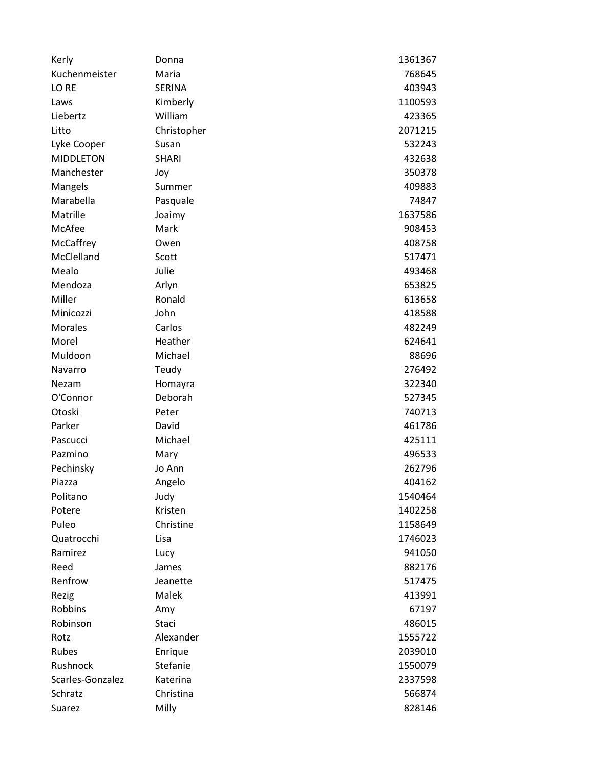| | | |
|---|---|---|
| Kerly | Donna | 1361367 |
| Kuchenmeister | Maria | 768645 |
| LO RE | SERINA | 403943 |
| Laws | Kimberly | 1100593 |
| Liebertz | William | 423365 |
| Litto | Christopher | 2071215 |
| Lyke Cooper | Susan | 532243 |
| MIDDLETON | SHARI | 432638 |
| Manchester | Joy | 350378 |
| Mangels | Summer | 409883 |
| Marabella | Pasquale | 74847 |
| Matrille | Joaimy | 1637586 |
| McAfee | Mark | 908453 |
| McCaffrey | Owen | 408758 |
| McClelland | Scott | 517471 |
| Mealo | Julie | 493468 |
| Mendoza | Arlyn | 653825 |
| Miller | Ronald | 613658 |
| Minicozzi | John | 418588 |
| Morales | Carlos | 482249 |
| Morel | Heather | 624641 |
| Muldoon | Michael | 88696 |
| Navarro | Teudy | 276492 |
| Nezam | Homayra | 322340 |
| O'Connor | Deborah | 527345 |
| Otoski | Peter | 740713 |
| Parker | David | 461786 |
| Pascucci | Michael | 425111 |
| Pazmino | Mary | 496533 |
| Pechinsky | Jo Ann | 262796 |
| Piazza | Angelo | 404162 |
| Politano | Judy | 1540464 |
| Potere | Kristen | 1402258 |
| Puleo | Christine | 1158649 |
| Quatrocchi | Lisa | 1746023 |
| Ramirez | Lucy | 941050 |
| Reed | James | 882176 |
| Renfrow | Jeanette | 517475 |
| Rezig | Malek | 413991 |
| Robbins | Amy | 67197 |
| Robinson | Staci | 486015 |
| Rotz | Alexander | 1555722 |
| Rubes | Enrique | 2039010 |
| Rushnock | Stefanie | 1550079 |
| Scarles-Gonzalez | Katerina | 2337598 |
| Schratz | Christina | 566874 |
| Suarez | Milly | 828146 |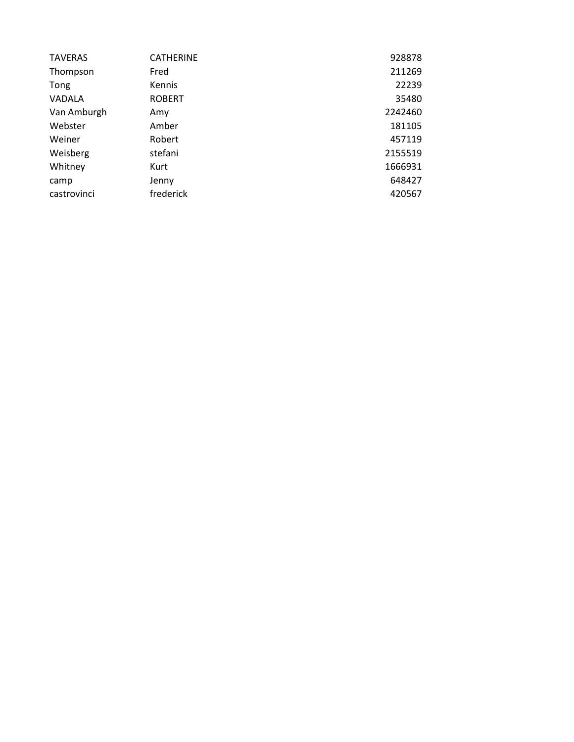| | | |
|---|---|---|
| TAVERAS | CATHERINE | 928878 |
| Thompson | Fred | 211269 |
| Tong | Kennis | 22239 |
| VADALA | ROBERT | 35480 |
| Van Amburgh | Amy | 2242460 |
| Webster | Amber | 181105 |
| Weiner | Robert | 457119 |
| Weisberg | stefani | 2155519 |
| Whitney | Kurt | 1666931 |
| camp | Jenny | 648427 |
| castrovinci | frederick | 420567 |